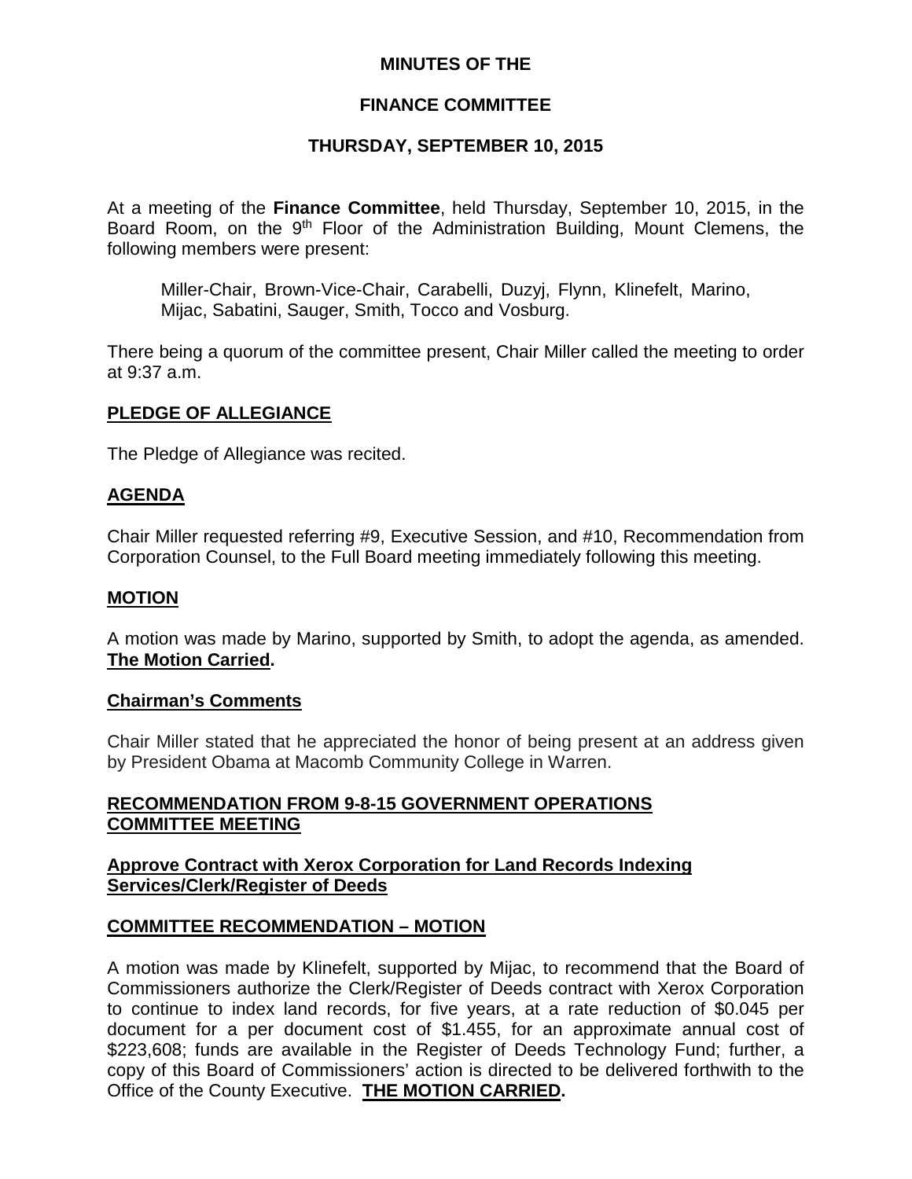# MINUTES OF THE

# FINANCE COMMITTEE

# THURSDAY, SEPTEMBER 10, 2015

At a meeting of the **Finance Committee**, held Thursday, September 10, 2015, in the Board Room, on the 9th Floor of the Administration Building, Mount Clemens, the following members were present:

Miller-Chair, Brown-Vice-Chair, Carabelli, Duzyj, Flynn, Klinefelt, Marino, Mijac, Sabatini, Sauger, Smith, Tocco and Vosburg.

There being a quorum of the committee present, Chair Miller called the meeting to order at 9:37 a.m.

## PLEDGE OF ALLEGIANCE

The Pledge of Allegiance was recited.

## AGENDA

Chair Miller requested referring #9, Executive Session, and #10, Recommendation from Corporation Counsel, to the Full Board meeting immediately following this meeting.

## MOTION

A motion was made by Marino, supported by Smith, to adopt the agenda, as amended. **The Motion Carried.**

## Chairman's Comments

Chair Miller stated that he appreciated the honor of being present at an address given by President Obama at Macomb Community College in Warren.

## RECOMMENDATION FROM 9-8-15 GOVERNMENT OPERATIONS COMMITTEE MEETING

### Approve Contract with Xerox Corporation for Land Records Indexing Services/Clerk/Register of Deeds

## COMMITTEE RECOMMENDATION – MOTION

A motion was made by Klinefelt, supported by Mijac, to recommend that the Board of Commissioners authorize the Clerk/Register of Deeds contract with Xerox Corporation to continue to index land records, for five years, at a rate reduction of $0.045 per document for a per document cost of $1.455, for an approximate annual cost of $223,608; funds are available in the Register of Deeds Technology Fund; further, a copy of this Board of Commissioners' action is directed to be delivered forthwith to the Office of the County Executive. **THE MOTION CARRIED.**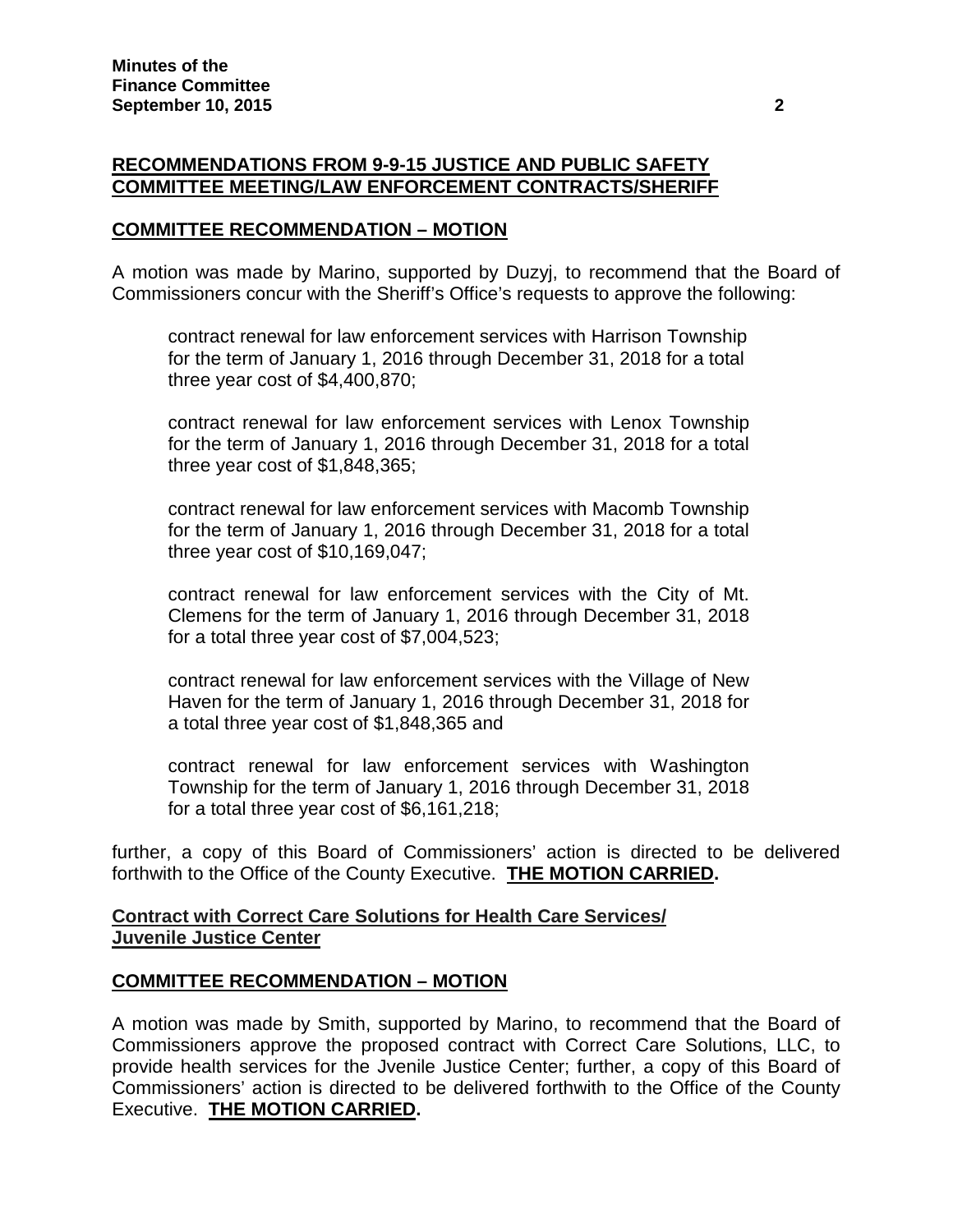**RECOMMENDATIONS FROM 9-9-15 JUSTICE AND PUBLIC SAFETY COMMITTEE MEETING/LAW ENFORCEMENT CONTRACTS/SHERIFF**

**COMMITTEE RECOMMENDATION – MOTION**

A motion was made by Marino, supported by Duzyj, to recommend that the Board of Commissioners concur with the Sheriff's Office's requests to approve the following:

> contract renewal for law enforcement services with Harrison Township for the term of January 1, 2016 through December 31, 2018 for a total three year cost of $4,400,870;
>
> contract renewal for law enforcement services with Lenox Township for the term of January 1, 2016 through December 31, 2018 for a total three year cost of $1,848,365;
>
> contract renewal for law enforcement services with Macomb Township for the term of January 1, 2016 through December 31, 2018 for a total three year cost of $10,169,047;
>
> contract renewal for law enforcement services with the City of Mt. Clemens for the term of January 1, 2016 through December 31, 2018 for a total three year cost of $7,004,523;
>
> contract renewal for law enforcement services with the Village of New Haven for the term of January 1, 2016 through December 31, 2018 for a total three year cost of $1,848,365 and
>
> contract renewal for law enforcement services with Washington Township for the term of January 1, 2016 through December 31, 2018 for a total three year cost of $6,161,218;

further, a copy of this Board of Commissioners' action is directed to be delivered forthwith to the Office of the County Executive. **THE MOTION CARRIED.**

**Contract with Correct Care Solutions for Health Care Services/ Juvenile Justice Center**

**COMMITTEE RECOMMENDATION – MOTION**

A motion was made by Smith, supported by Marino, to recommend that the Board of Commissioners approve the proposed contract with Correct Care Solutions, LLC, to provide health services for the Jvenile Justice Center; further, a copy of this Board of Commissioners' action is directed to be delivered forthwith to the Office of the County Executive. **THE MOTION CARRIED.**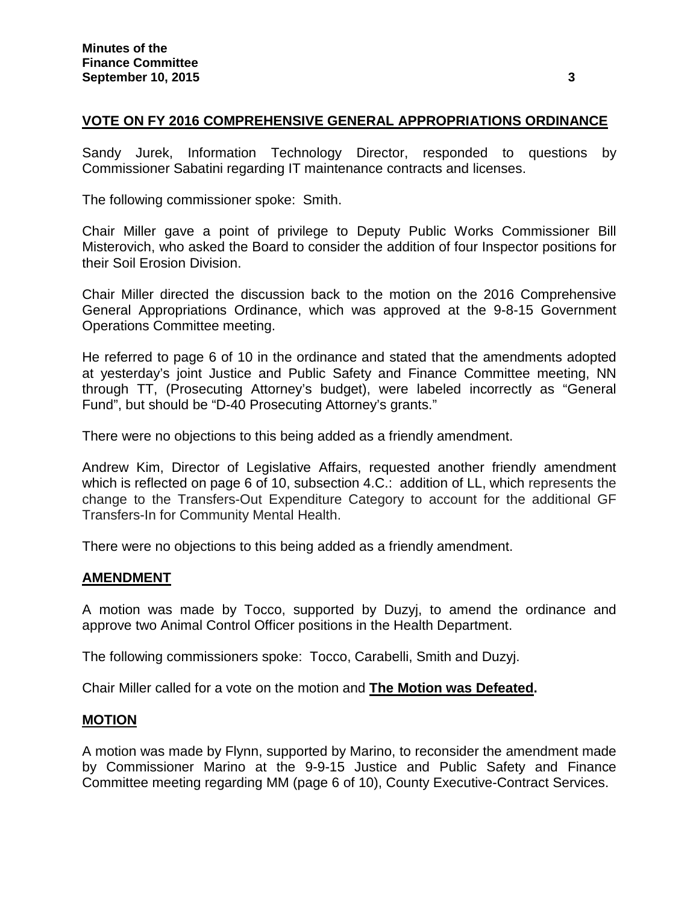## VOTE ON FY 2016 COMPREHENSIVE GENERAL APPROPRIATIONS ORDINANCE

Sandy Jurek, Information Technology Director, responded to questions by Commissioner Sabatini regarding IT maintenance contracts and licenses.

The following commissioner spoke: Smith.

Chair Miller gave a point of privilege to Deputy Public Works Commissioner Bill Misterovich, who asked the Board to consider the addition of four Inspector positions for their Soil Erosion Division.

Chair Miller directed the discussion back to the motion on the 2016 Comprehensive General Appropriations Ordinance, which was approved at the 9-8-15 Government Operations Committee meeting.

He referred to page 6 of 10 in the ordinance and stated that the amendments adopted at yesterday's joint Justice and Public Safety and Finance Committee meeting, NN through TT, (Prosecuting Attorney's budget), were labeled incorrectly as "General Fund", but should be "D-40 Prosecuting Attorney's grants."

There were no objections to this being added as a friendly amendment.

Andrew Kim, Director of Legislative Affairs, requested another friendly amendment which is reflected on page 6 of 10, subsection 4.C.: addition of LL, which represents the change to the Transfers-Out Expenditure Category to account for the additional GF Transfers-In for Community Mental Health.

There were no objections to this being added as a friendly amendment.

## AMENDMENT

A motion was made by Tocco, supported by Duzyj, to amend the ordinance and approve two Animal Control Officer positions in the Health Department.

The following commissioners spoke: Tocco, Carabelli, Smith and Duzyj.

Chair Miller called for a vote on the motion and **The Motion was Defeated.**

## MOTION

A motion was made by Flynn, supported by Marino, to reconsider the amendment made by Commissioner Marino at the 9-9-15 Justice and Public Safety and Finance Committee meeting regarding MM (page 6 of 10), County Executive-Contract Services.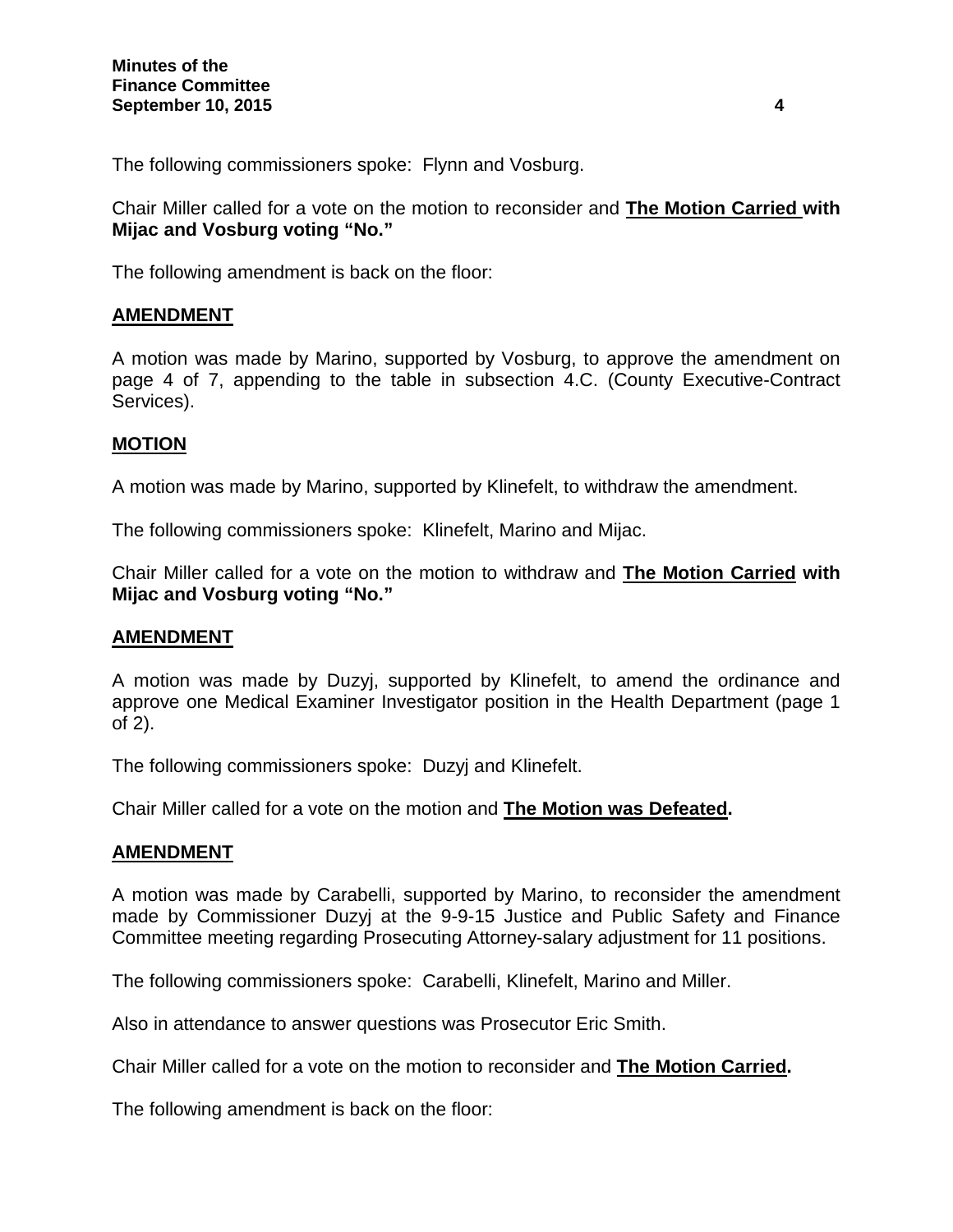The following commissioners spoke: Flynn and Vosburg.

Chair Miller called for a vote on the motion to reconsider and **The Motion Carried with Mijac and Vosburg voting "No."**

The following amendment is back on the floor:

**AMENDMENT**

A motion was made by Marino, supported by Vosburg, to approve the amendment on page 4 of 7, appending to the table in subsection 4.C. (County Executive-Contract Services).

**MOTION**

A motion was made by Marino, supported by Klinefelt, to withdraw the amendment.

The following commissioners spoke: Klinefelt, Marino and Mijac.

Chair Miller called for a vote on the motion to withdraw and **The Motion Carried with Mijac and Vosburg voting "No."**

**AMENDMENT**

A motion was made by Duzyj, supported by Klinefelt, to amend the ordinance and approve one Medical Examiner Investigator position in the Health Department (page 1 of 2).

The following commissioners spoke: Duzyj and Klinefelt.

Chair Miller called for a vote on the motion and **The Motion was Defeated.**

**AMENDMENT**

A motion was made by Carabelli, supported by Marino, to reconsider the amendment made by Commissioner Duzyj at the 9-9-15 Justice and Public Safety and Finance Committee meeting regarding Prosecuting Attorney-salary adjustment for 11 positions.

The following commissioners spoke: Carabelli, Klinefelt, Marino and Miller.

Also in attendance to answer questions was Prosecutor Eric Smith.

Chair Miller called for a vote on the motion to reconsider and **The Motion Carried.**

The following amendment is back on the floor: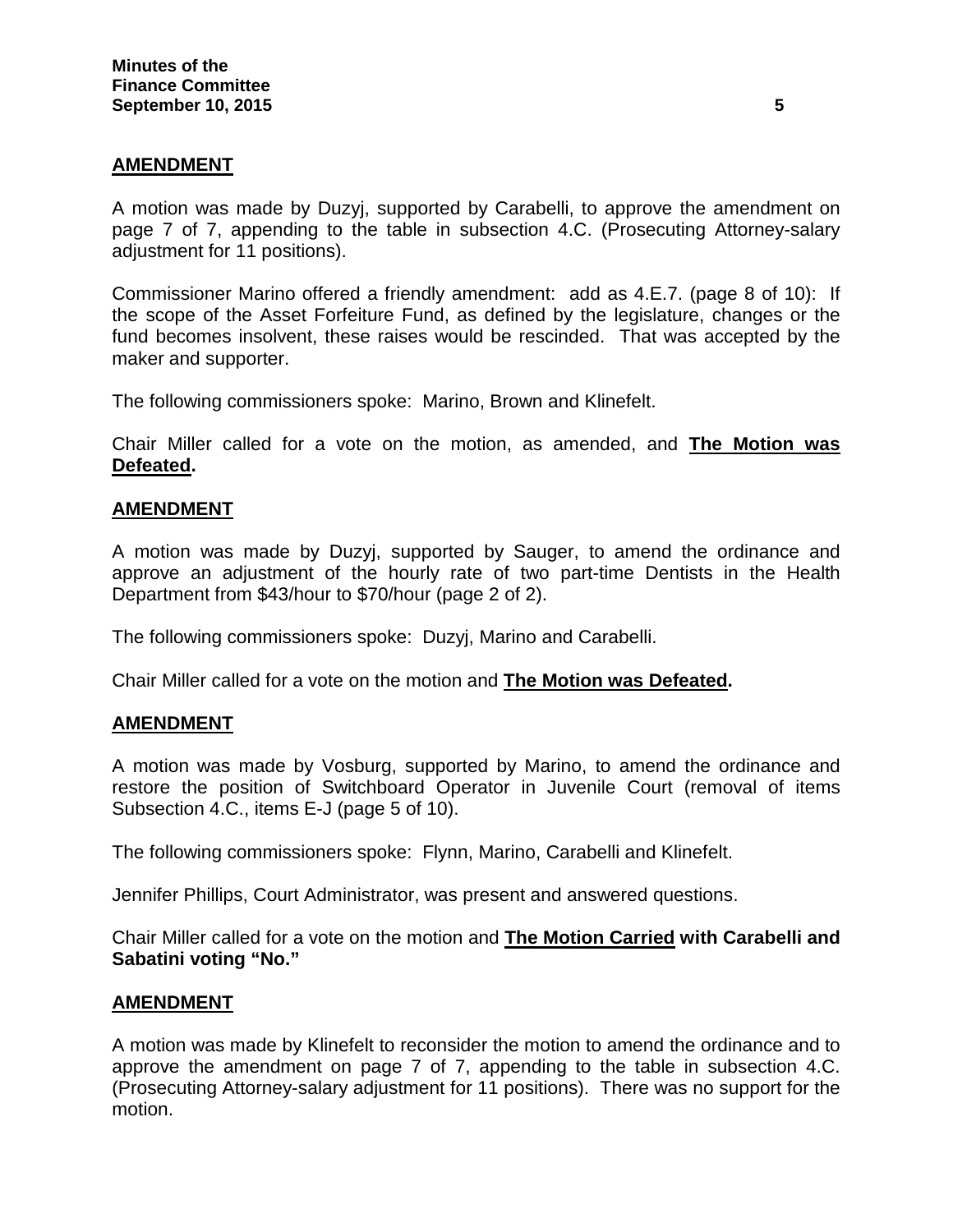## AMENDMENT

A motion was made by Duzyj, supported by Carabelli, to approve the amendment on page 7 of 7, appending to the table in subsection 4.C. (Prosecuting Attorney-salary adjustment for 11 positions).

Commissioner Marino offered a friendly amendment: add as 4.E.7. (page 8 of 10): If the scope of the Asset Forfeiture Fund, as defined by the legislature, changes or the fund becomes insolvent, these raises would be rescinded. That was accepted by the maker and supporter.

The following commissioners spoke: Marino, Brown and Klinefelt.

Chair Miller called for a vote on the motion, as amended, and **The Motion was Defeated.**

## AMENDMENT

A motion was made by Duzyj, supported by Sauger, to amend the ordinance and approve an adjustment of the hourly rate of two part-time Dentists in the Health Department from $43/hour to $70/hour (page 2 of 2).

The following commissioners spoke: Duzyj, Marino and Carabelli.

Chair Miller called for a vote on the motion and **The Motion was Defeated.**

## AMENDMENT

A motion was made by Vosburg, supported by Marino, to amend the ordinance and restore the position of Switchboard Operator in Juvenile Court (removal of items Subsection 4.C., items E-J (page 5 of 10).

The following commissioners spoke: Flynn, Marino, Carabelli and Klinefelt.

Jennifer Phillips, Court Administrator, was present and answered questions.

Chair Miller called for a vote on the motion and **The Motion Carried with Carabelli and Sabatini voting "No."**

## AMENDMENT

A motion was made by Klinefelt to reconsider the motion to amend the ordinance and to approve the amendment on page 7 of 7, appending to the table in subsection 4.C. (Prosecuting Attorney-salary adjustment for 11 positions). There was no support for the motion.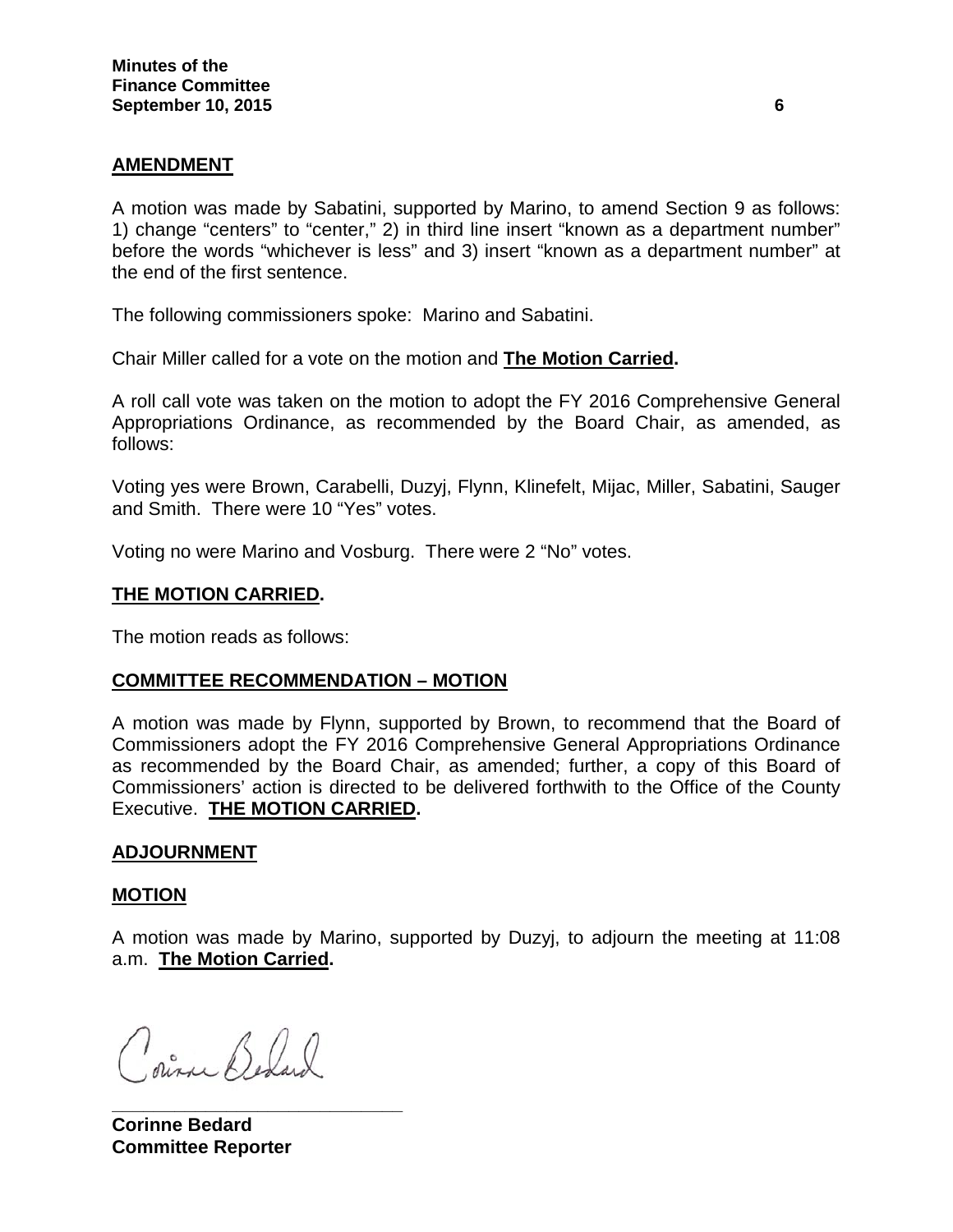**AMENDMENT**

A motion was made by Sabatini, supported by Marino, to amend Section 9 as follows: 1) change "centers" to "center," 2) in third line insert "known as a department number" before the words "whichever is less" and 3) insert "known as a department number" at the end of the first sentence.

The following commissioners spoke: Marino and Sabatini.

Chair Miller called for a vote on the motion and **The Motion Carried.**

A roll call vote was taken on the motion to adopt the FY 2016 Comprehensive General Appropriations Ordinance, as recommended by the Board Chair, as amended, as follows:

Voting yes were Brown, Carabelli, Duzyj, Flynn, Klinefelt, Mijac, Miller, Sabatini, Sauger and Smith. There were 10 "Yes" votes.

Voting no were Marino and Vosburg. There were 2 "No" votes.

**THE MOTION CARRIED.**

The motion reads as follows:

**COMMITTEE RECOMMENDATION – MOTION**

A motion was made by Flynn, supported by Brown, to recommend that the Board of Commissioners adopt the FY 2016 Comprehensive General Appropriations Ordinance as recommended by the Board Chair, as amended; further, a copy of this Board of Commissioners' action is directed to be delivered forthwith to the Office of the County Executive. **THE MOTION CARRIED.**

**ADJOURNMENT**

**MOTION**

A motion was made by Marino, supported by Duzyj, to adjourn the meeting at 11:08 a.m. **The Motion Carried.**

_____________________________

**Corinne Bedard**
**Committee Reporter**